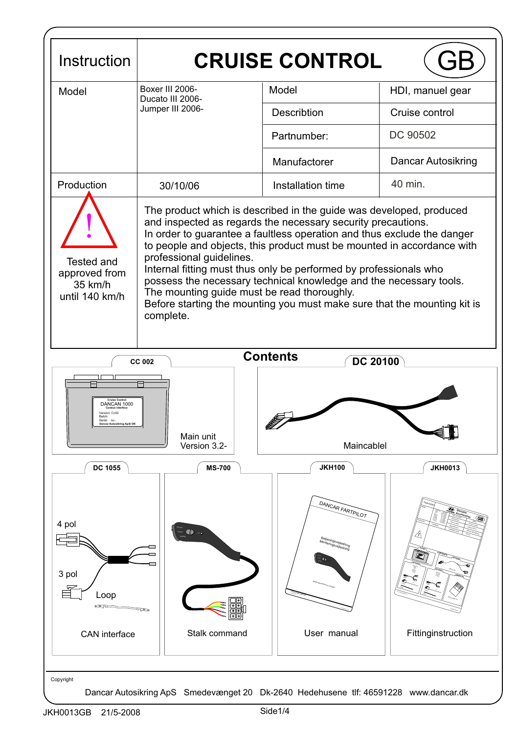# Instruction — CRUISE CONTROL (GB)

| Model | Boxer III 2006-<br>Ducato III 2006-<br>Jumper III 2006- | Model | HDI, manuel gear |
|---|---|---|---|
| | | Describtion | Cruise control |
| | | Partnumber: | DC 90502 |
| | | Manufactorer | Dancar Autosikring |
| Production | 30/10/06 | Installation time | 40 min. |

Tested and approved from 35 km/h until 140 km/h

The product which is described in the guide was developed, produced and inspected as regards the necessary security precautions.
In order to guarantee a faultless operation and thus exclude the danger to people and objects, this product must be mounted in accordance with professional guidelines.
Internal fitting must thus only be performed by professionals who possess the necessary technical knowledge and the necessary tools.
The mounting guide must be read thoroughly.
Before starting the mounting you must make sure that the mounting kit is complete.

## Contents

**CC 002**

Main unit
Version 3.2-

**DC 20100**

Maincablel

**DC 1055**

4 pol
3 pol
Loop

CAN interface

**MS-700**

Stalk command

**JKH100**

User manual

**JKH0013**

Fittinginstruction

Copyright

Dancar Autosikring ApS Smedevænget 20 Dk-2640 Hedehusene tlf: 46591228 www.dancar.dk

JKH0013GB 21/5-2008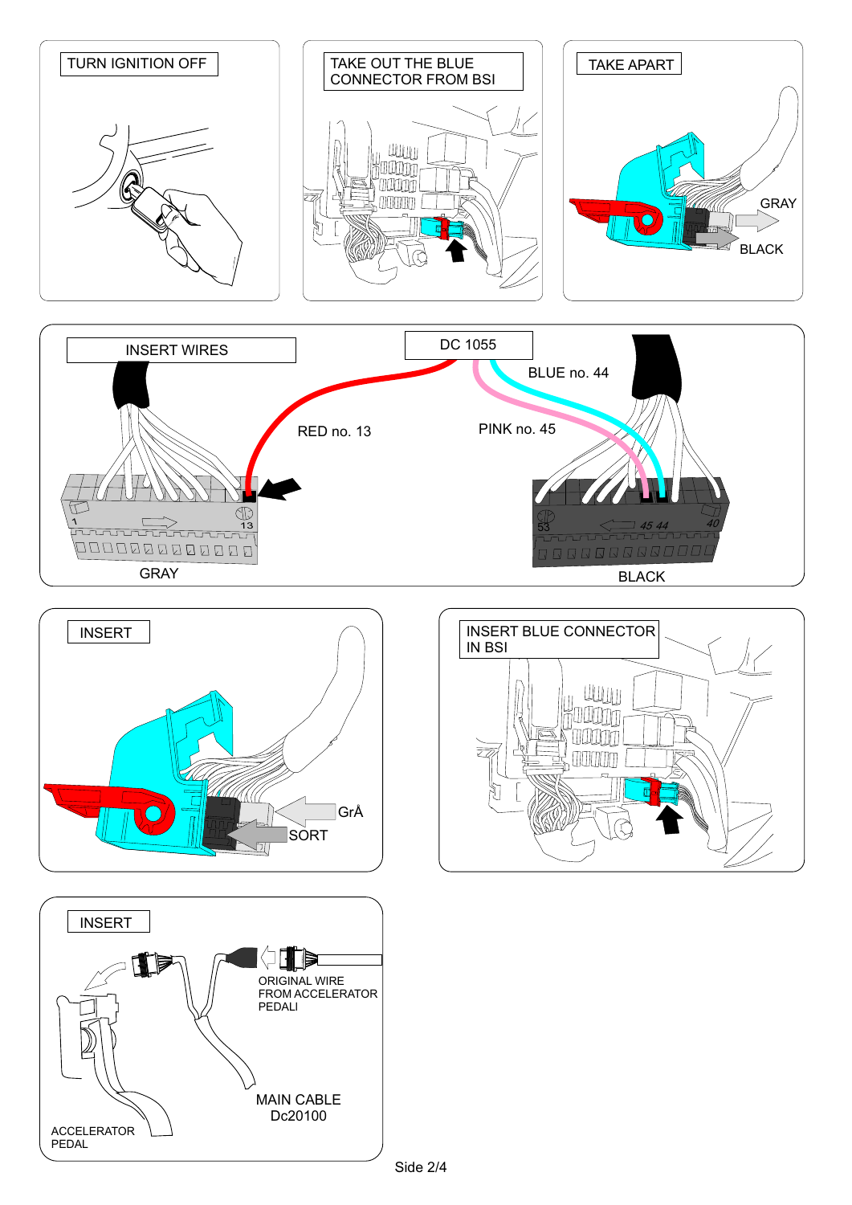TURN IGNITION OFF

TAKE OUT THE BLUE CONNECTOR FROM BSI

TAKE APART

GRAY

BLACK

INSERT WIRES

DC 1055

BLUE no. 44

RED no. 13

PINK no. 45

GRAY

BLACK

INSERT

GrÅ

SORT

INSERT BLUE CONNECTOR IN BSI

INSERT

ORIGINAL WIRE FROM ACCELERATOR PEDALI

MAIN CABLE Dc20100

ACCELERATOR PEDAL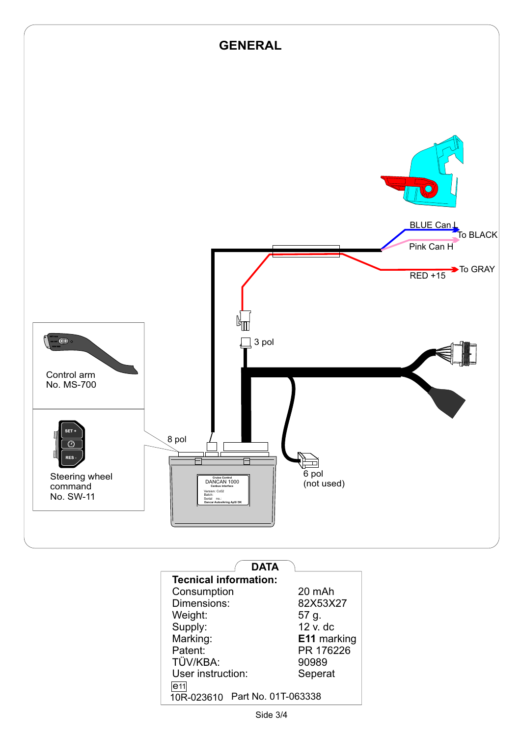# GENERAL

BLUE Can L

To BLACK

Pink Can H

To GRAY

RED +15

3 pol

Control arm
No. MS-700

8 pol

Steering wheel command
No. SW-11

6 pol
(not used)

Cruise Control
DANCAN 1000
Canbus interface
Version: Cc02
Batch:
Serial no.:
Dancar Autoseilering ApS/ DK

## DATA

**Tecnical information:**

| | |
|---|---|
| Consumption | 20 mAh |
| Dimensions: | 82X53X27 |
| Weight: | 57 g. |
| Supply: | 12 v. dc |
| Marking: | **E11** marking |
| Patent: | PR 176226 |
| TÜV/KBA: | 90989 |
| User instruction: | Seperat |

e11
10R-023610 Part No. 01T-063338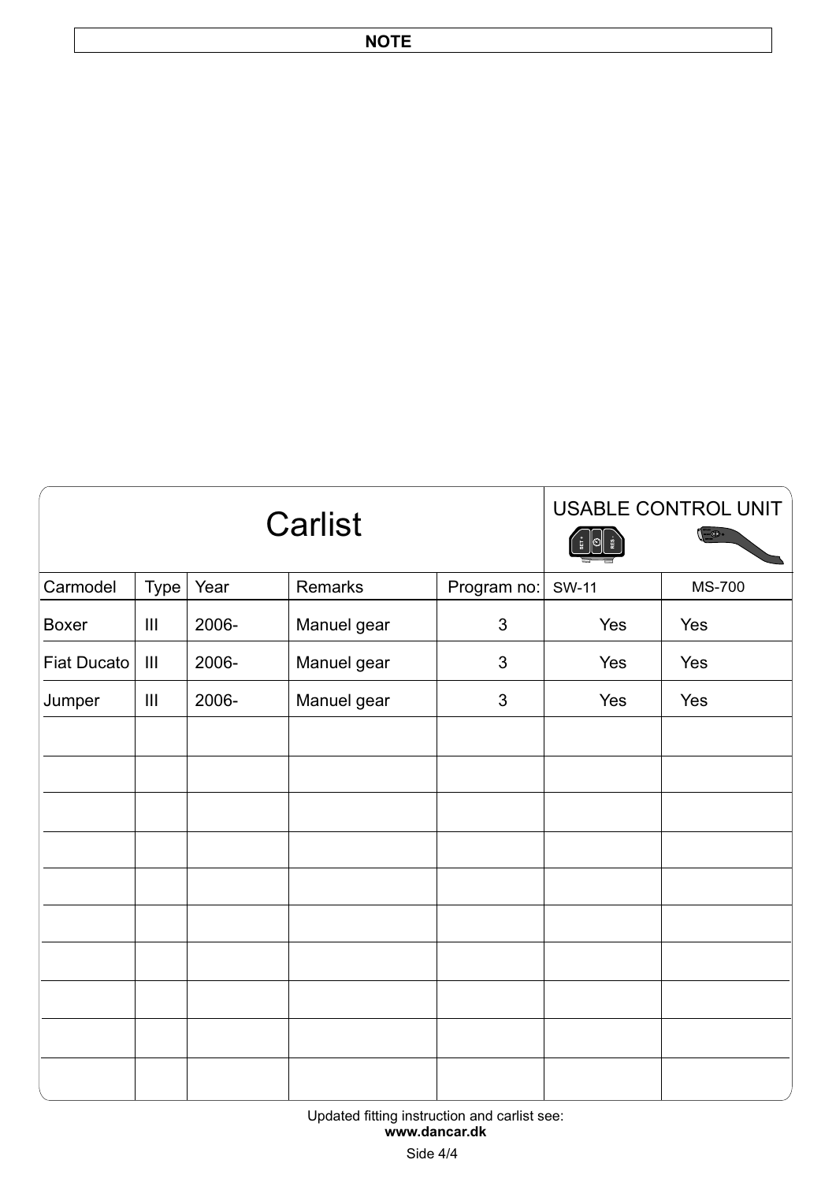**NOTE**

| Carlist | | | | | USABLE CONTROL UNIT | |
|---|---|---|---|---|---|---|
| Carmodel | Type | Year | Remarks | Program no: | SW-11 | MS-700 |
| Boxer | III | 2006- | Manuel gear | 3 | Yes | Yes |
| Fiat Ducato | III | 2006- | Manuel gear | 3 | Yes | Yes |
| Jumper | III | 2006- | Manuel gear | 3 | Yes | Yes |
| | | | | | | |
| | | | | | | |
| | | | | | | |
| | | | | | | |
| | | | | | | |
| | | | | | | |
| | | | | | | |
| | | | | | | |
| | | | | | | |
| | | | | | | |

Updated fitting instruction and carlist see:
**www.dancar.dk**